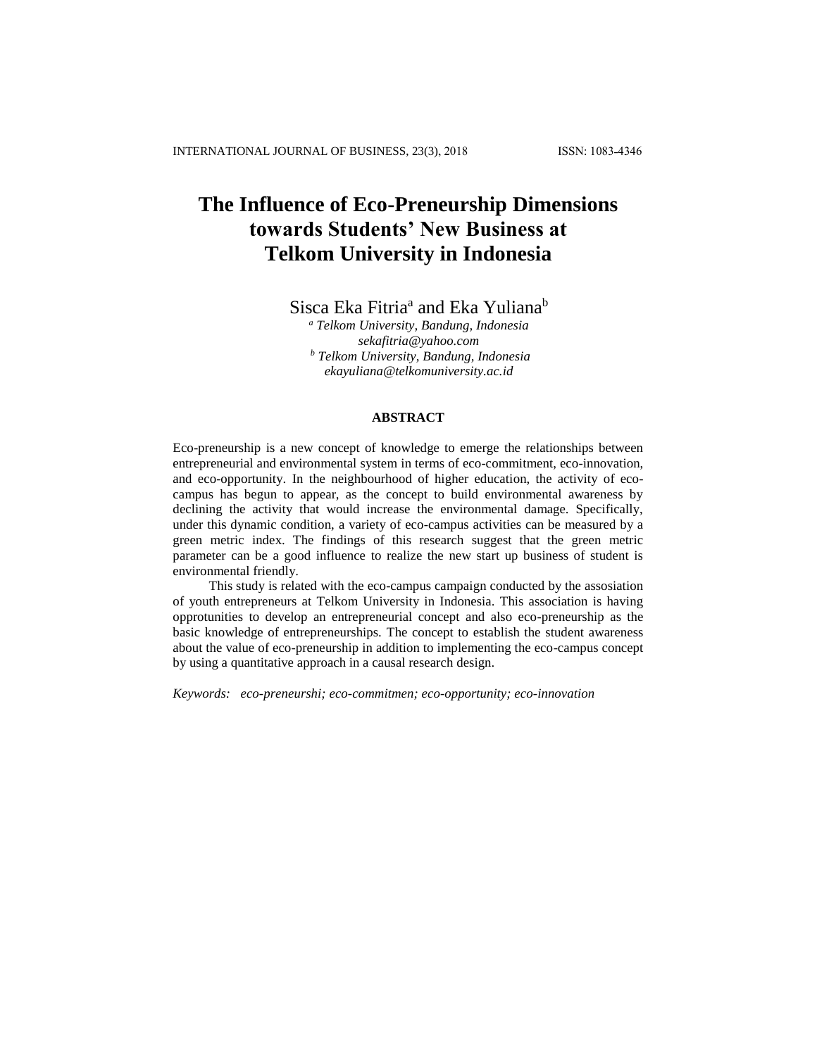# The Influence of Eco-Preneurship Dimensions towards Students' New Business at Telkom University in Indonesia

Sisca Eka Fitria[a] and Eka Yuliana[b]

[a] *Telkom University, Bandung, Indonesia*
*sekafitria@yahoo.com*
[b] *Telkom University, Bandung, Indonesia*
*ekayuliana@telkomuniversity.ac.id*

## ABSTRACT

Eco-preneurship is a new concept of knowledge to emerge the relationships between entrepreneurial and environmental system in terms of eco-commitment, eco-innovation, and eco-opportunity. In the neighbourhood of higher education, the activity of eco-campus has begun to appear, as the concept to build environmental awareness by declining the activity that would increase the environmental damage. Specifically, under this dynamic condition, a variety of eco-campus activities can be measured by a green metric index. The findings of this research suggest that the green metric parameter can be a good influence to realize the new start up business of student is environmental friendly.

This study is related with the eco-campus campaign conducted by the assosiation of youth entrepreneurs at Telkom University in Indonesia. This association is having opprotunities to develop an entrepreneurial concept and also eco-preneurship as the basic knowledge of entrepreneurships. The concept to establish the student awareness about the value of eco-preneurship in addition to implementing the eco-campus concept by using a quantitative approach in a causal research design.

*Keywords: eco-preneurshi; eco-commitmen; eco-opportunity; eco-innovation*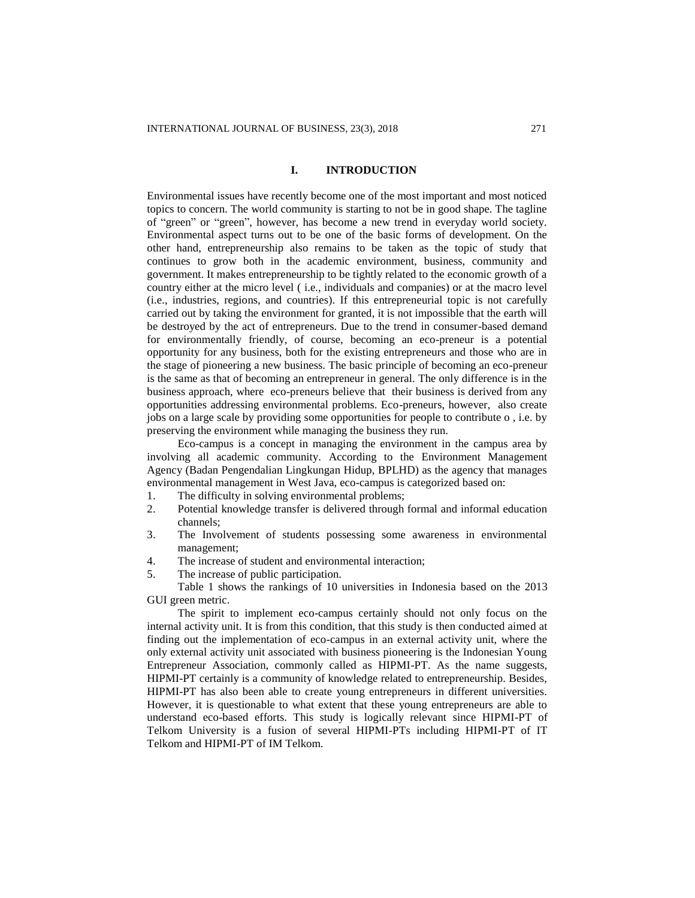# I. INTRODUCTION

Environmental issues have recently become one of the most important and most noticed topics to concern. The world community is starting to not be in good shape. The tagline of "green" or "green", however, has become a new trend in everyday world society. Environmental aspect turns out to be one of the basic forms of development. On the other hand, entrepreneurship also remains to be taken as the topic of study that continues to grow both in the academic environment, business, community and government. It makes entrepreneurship to be tightly related to the economic growth of a country either at the micro level ( i.e., individuals and companies) or at the macro level (i.e., industries, regions, and countries). If this entrepreneurial topic is not carefully carried out by taking the environment for granted, it is not impossible that the earth will be destroyed by the act of entrepreneurs. Due to the trend in consumer-based demand for environmentally friendly, of course, becoming an eco-preneur is a potential opportunity for any business, both for the existing entrepreneurs and those who are in the stage of pioneering a new business. The basic principle of becoming an eco-preneur is the same as that of becoming an entrepreneur in general. The only difference is in the business approach, where eco-preneurs believe that their business is derived from any opportunities addressing environmental problems. Eco-preneurs, however, also create jobs on a large scale by providing some opportunities for people to contribute o , i.e. by preserving the environment while managing the business they run.

Eco-campus is a concept in managing the environment in the campus area by involving all academic community. According to the Environment Management Agency (Badan Pengendalian Lingkungan Hidup, BPLHD) as the agency that manages environmental management in West Java, eco-campus is categorized based on:

1. The difficulty in solving environmental problems;
2. Potential knowledge transfer is delivered through formal and informal education channels;
3. The Involvement of students possessing some awareness in environmental management;
4. The increase of student and environmental interaction;
5. The increase of public participation.

Table 1 shows the rankings of 10 universities in Indonesia based on the 2013 GUI green metric.

The spirit to implement eco-campus certainly should not only focus on the internal activity unit. It is from this condition, that this study is then conducted aimed at finding out the implementation of eco-campus in an external activity unit, where the only external activity unit associated with business pioneering is the Indonesian Young Entrepreneur Association, commonly called as HIPMI-PT. As the name suggests, HIPMI-PT certainly is a community of knowledge related to entrepreneurship. Besides, HIPMI-PT has also been able to create young entrepreneurs in different universities. However, it is questionable to what extent that these young entrepreneurs are able to understand eco-based efforts. This study is logically relevant since HIPMI-PT of Telkom University is a fusion of several HIPMI-PTs including HIPMI-PT of IT Telkom and HIPMI-PT of IM Telkom.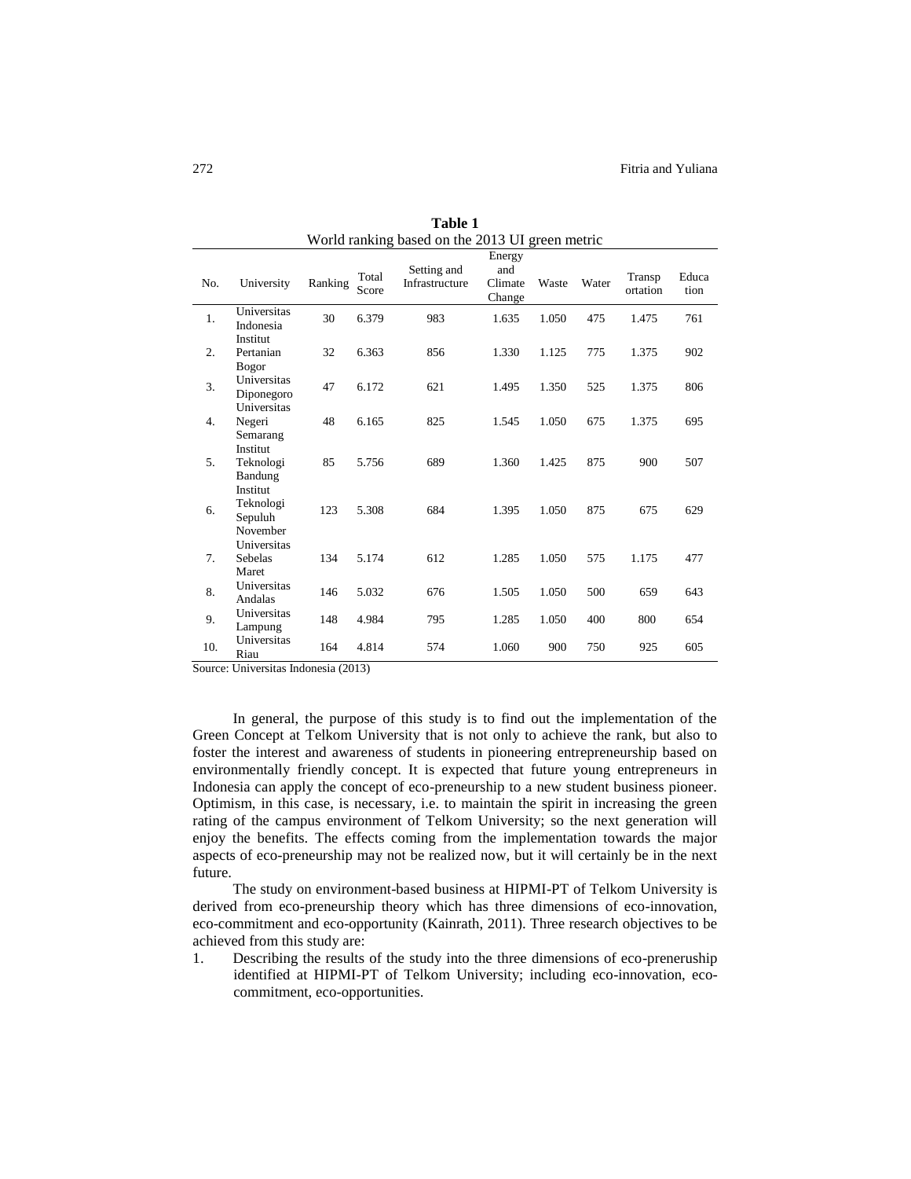**Table 1**
World ranking based on the 2013 UI green metric

| No. | University | Ranking | Total Score | Setting and Infrastructure | Energy and Climate Change | Waste | Water | Transportation | Education |
|---|---|---|---|---|---|---|---|---|---|
| 1. | Universitas Indonesia | 30 | 6.379 | 983 | 1.635 | 1.050 | 475 | 1.475 | 761 |
| 2. | Institut Pertanian Bogor | 32 | 6.363 | 856 | 1.330 | 1.125 | 775 | 1.375 | 902 |
| 3. | Universitas Diponegoro | 47 | 6.172 | 621 | 1.495 | 1.350 | 525 | 1.375 | 806 |
| 4. | Universitas Negeri Semarang | 48 | 6.165 | 825 | 1.545 | 1.050 | 675 | 1.375 | 695 |
| 5. | Institut Teknologi Bandung | 85 | 5.756 | 689 | 1.360 | 1.425 | 875 | 900 | 507 |
| 6. | Institut Teknologi Sepuluh November | 123 | 5.308 | 684 | 1.395 | 1.050 | 875 | 675 | 629 |
| 7. | Universitas Sebelas Maret | 134 | 5.174 | 612 | 1.285 | 1.050 | 575 | 1.175 | 477 |
| 8. | Universitas Andalas | 146 | 5.032 | 676 | 1.505 | 1.050 | 500 | 659 | 643 |
| 9. | Universitas Lampung | 148 | 4.984 | 795 | 1.285 | 1.050 | 400 | 800 | 654 |
| 10. | Universitas Riau | 164 | 4.814 | 574 | 1.060 | 900 | 750 | 925 | 605 |

Source: Universitas Indonesia (2013)

In general, the purpose of this study is to find out the implementation of the Green Concept at Telkom University that is not only to achieve the rank, but also to foster the interest and awareness of students in pioneering entrepreneurship based on environmentally friendly concept. It is expected that future young entrepreneurs in Indonesia can apply the concept of eco-preneurship to a new student business pioneer. Optimism, in this case, is necessary, i.e. to maintain the spirit in increasing the green rating of the campus environment of Telkom University; so the next generation will enjoy the benefits. The effects coming from the implementation towards the major aspects of eco-preneurship may not be realized now, but it will certainly be in the next future.

The study on environment-based business at HIPMI-PT of Telkom University is derived from eco-preneurship theory which has three dimensions of eco-innovation, eco-commitment and eco-opportunity (Kainrath, 2011). Three research objectives to be achieved from this study are:

1. Describing the results of the study into the three dimensions of eco-preneruship identified at HIPMI-PT of Telkom University; including eco-innovation, eco-commitment, eco-opportunities.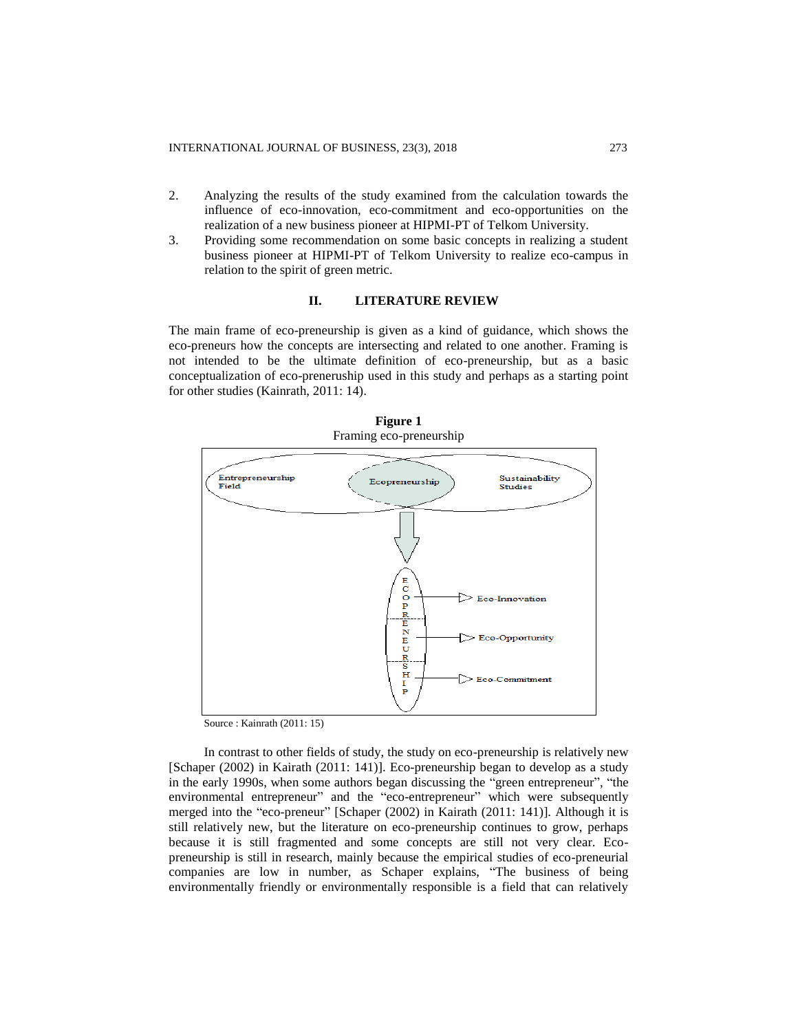2. Analyzing the results of the study examined from the calculation towards the influence of eco-innovation, eco-commitment and eco-opportunities on the realization of a new business pioneer at HIPMI-PT of Telkom University.
3. Providing some recommendation on some basic concepts in realizing a student business pioneer at HIPMI-PT of Telkom University to realize eco-campus in relation to the spirit of green metric.

## II. LITERATURE REVIEW

The main frame of eco-preneurship is given as a kind of guidance, which shows the eco-preneurs how the concepts are intersecting and related to one another. Framing is not intended to be the ultimate definition of eco-preneurship, but as a basic conceptualization of eco-preneruship used in this study and perhaps as a starting point for other studies (Kainrath, 2011: 14).

**Figure 1**
Framing eco-preneurship

Entrepreneurship Field — Ecopreneurship — Sustainability Studies

ECOPRENEURSHIP → Eco-Innovation; Eco-Opportunity; Eco-Commitment

Source : Kainrath (2011: 15)

In contrast to other fields of study, the study on eco-preneurship is relatively new [Schaper (2002) in Kairath (2011: 141)]. Eco-preneurship began to develop as a study in the early 1990s, when some authors began discussing the "green entrepreneur", "the environmental entrepreneur" and the "eco-entrepreneur" which were subsequently merged into the "eco-preneur" [Schaper (2002) in Kairath (2011: 141)]. Although it is still relatively new, but the literature on eco-preneurship continues to grow, perhaps because it is still fragmented and some concepts are still not very clear. Eco-preneurship is still in research, mainly because the empirical studies of eco-preneurial companies are low in number, as Schaper explains, "The business of being environmentally friendly or environmentally responsible is a field that can relatively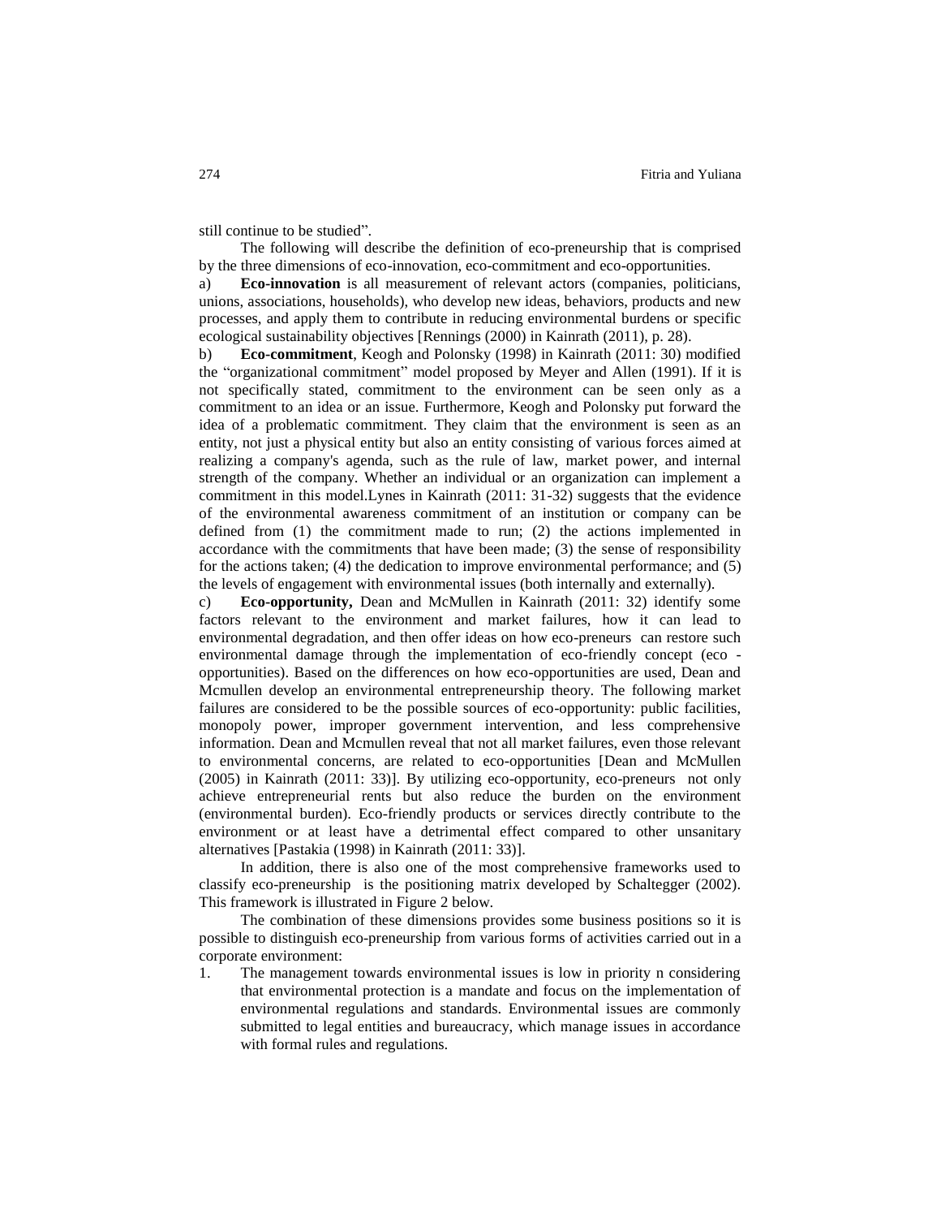still continue to be studied".

The following will describe the definition of eco-preneurship that is comprised by the three dimensions of eco-innovation, eco-commitment and eco-opportunities.

a) **Eco-innovation** is all measurement of relevant actors (companies, politicians, unions, associations, households), who develop new ideas, behaviors, products and new processes, and apply them to contribute in reducing environmental burdens or specific ecological sustainability objectives [Rennings (2000) in Kainrath (2011), p. 28).

b) **Eco-commitment**, Keogh and Polonsky (1998) in Kainrath (2011: 30) modified the "organizational commitment" model proposed by Meyer and Allen (1991). If it is not specifically stated, commitment to the environment can be seen only as a commitment to an idea or an issue. Furthermore, Keogh and Polonsky put forward the idea of a problematic commitment. They claim that the environment is seen as an entity, not just a physical entity but also an entity consisting of various forces aimed at realizing a company's agenda, such as the rule of law, market power, and internal strength of the company. Whether an individual or an organization can implement a commitment in this model.Lynes in Kainrath (2011: 31-32) suggests that the evidence of the environmental awareness commitment of an institution or company can be defined from (1) the commitment made to run; (2) the actions implemented in accordance with the commitments that have been made; (3) the sense of responsibility for the actions taken; (4) the dedication to improve environmental performance; and (5) the levels of engagement with environmental issues (both internally and externally).

c) **Eco-opportunity,** Dean and McMullen in Kainrath (2011: 32) identify some factors relevant to the environment and market failures, how it can lead to environmental degradation, and then offer ideas on how eco-preneurs can restore such environmental damage through the implementation of eco-friendly concept (eco - opportunities). Based on the differences on how eco-opportunities are used, Dean and Mcmullen develop an environmental entrepreneurship theory. The following market failures are considered to be the possible sources of eco-opportunity: public facilities, monopoly power, improper government intervention, and less comprehensive information. Dean and Mcmullen reveal that not all market failures, even those relevant to environmental concerns, are related to eco-opportunities [Dean and McMullen (2005) in Kainrath (2011: 33)]. By utilizing eco-opportunity, eco-preneurs not only achieve entrepreneurial rents but also reduce the burden on the environment (environmental burden). Eco-friendly products or services directly contribute to the environment or at least have a detrimental effect compared to other unsanitary alternatives [Pastakia (1998) in Kainrath (2011: 33)].

In addition, there is also one of the most comprehensive frameworks used to classify eco-preneurship is the positioning matrix developed by Schaltegger (2002). This framework is illustrated in Figure 2 below.

The combination of these dimensions provides some business positions so it is possible to distinguish eco-preneurship from various forms of activities carried out in a corporate environment:

1. The management towards environmental issues is low in priority n considering that environmental protection is a mandate and focus on the implementation of environmental regulations and standards. Environmental issues are commonly submitted to legal entities and bureaucracy, which manage issues in accordance with formal rules and regulations.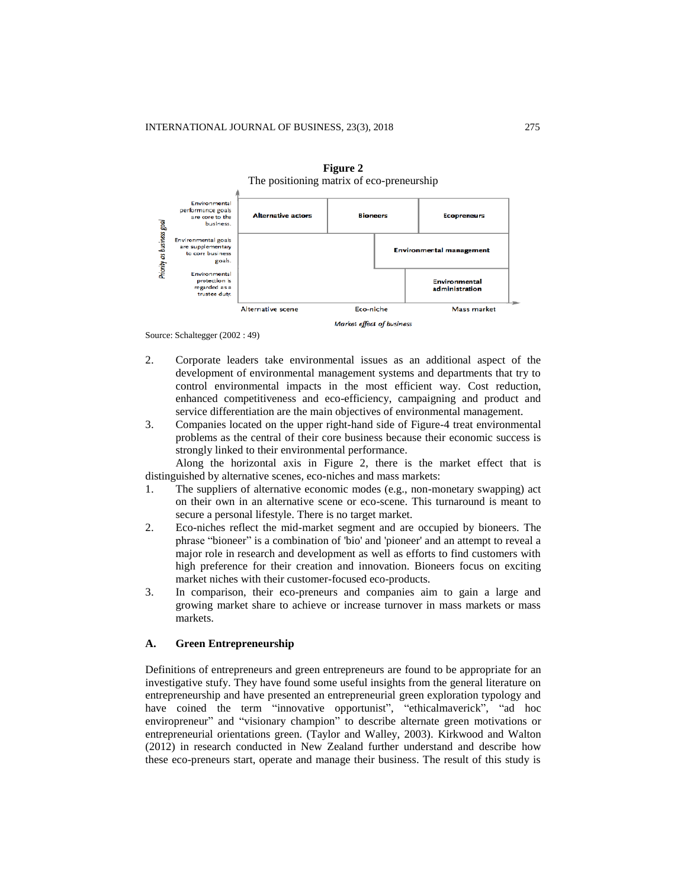**Figure 2**
The positioning matrix of eco-preneurship

| Priority as business goal | Alternative scene | Eco-niche | Mass market |
|---|---|---|---|
| Environmental performance goals are core to the business. | Alternative actors | Bioneers | Ecopreneurs |
| Environmental goals are supplementary to core business goals. | | Environmental management | |
| Environmental protection is regarded as a trustee duty. | | | Environmental administration |

*Market effect of business*

Source: Schaltegger (2002 : 49)

2. Corporate leaders take environmental issues as an additional aspect of the development of environmental management systems and departments that try to control environmental impacts in the most efficient way. Cost reduction, enhanced competitiveness and eco-efficiency, campaigning and product and service differentiation are the main objectives of environmental management.
3. Companies located on the upper right-hand side of Figure-4 treat environmental problems as the central of their core business because their economic success is strongly linked to their environmental performance.

Along the horizontal axis in Figure 2, there is the market effect that is distinguished by alternative scenes, eco-niches and mass markets:

1. The suppliers of alternative economic modes (e.g., non-monetary swapping) act on their own in an alternative scene or eco-scene. This turnaround is meant to secure a personal lifestyle. There is no target market.
2. Eco-niches reflect the mid-market segment and are occupied by bioneers. The phrase "bioneer" is a combination of 'bio' and 'pioneer' and an attempt to reveal a major role in research and development as well as efforts to find customers with high preference for their creation and innovation. Bioneers focus on exciting market niches with their customer-focused eco-products.
3. In comparison, their eco-preneurs and companies aim to gain a large and growing market share to achieve or increase turnover in mass markets or mass markets.

### A. Green Entrepreneurship

Definitions of entrepreneurs and green entrepreneurs are found to be appropriate for an investigative stufy. They have found some useful insights from the general literature on entrepreneurship and have presented an entrepreneurial green exploration typology and have coined the term "innovative opportunist", "ethicalmaverick", "ad hoc enviropreneur" and "visionary champion" to describe alternate green motivations or entrepreneurial orientations green. (Taylor and Walley, 2003). Kirkwood and Walton (2012) in research conducted in New Zealand further understand and describe how these eco-preneurs start, operate and manage their business. The result of this study is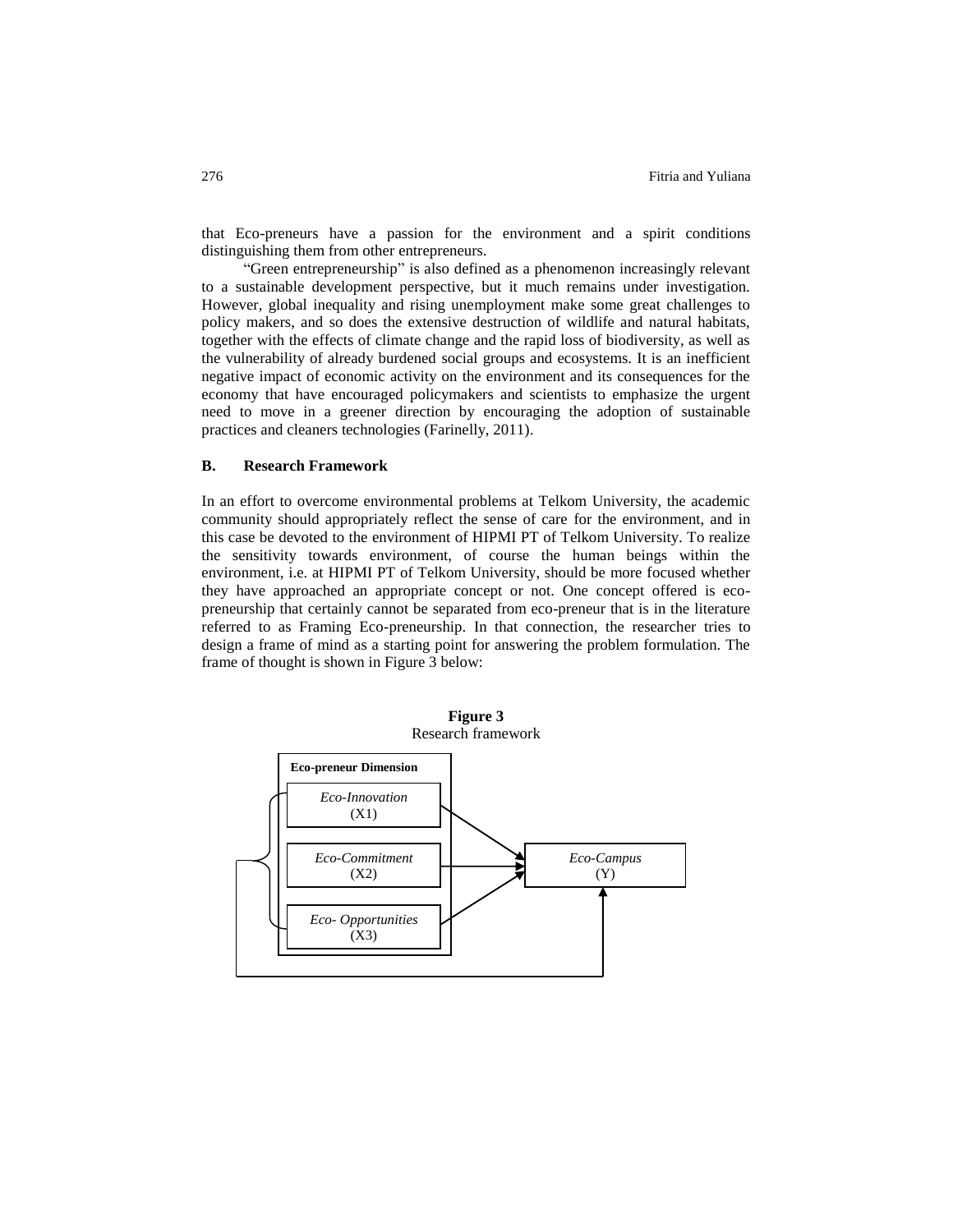that Eco-preneurs have a passion for the environment and a spirit conditions distinguishing them from other entrepreneurs.

"Green entrepreneurship" is also defined as a phenomenon increasingly relevant to a sustainable development perspective, but it much remains under investigation. However, global inequality and rising unemployment make some great challenges to policy makers, and so does the extensive destruction of wildlife and natural habitats, together with the effects of climate change and the rapid loss of biodiversity, as well as the vulnerability of already burdened social groups and ecosystems. It is an inefficient negative impact of economic activity on the environment and its consequences for the economy that have encouraged policymakers and scientists to emphasize the urgent need to move in a greener direction by encouraging the adoption of sustainable practices and cleaners technologies (Farinelly, 2011).

## B. Research Framework

In an effort to overcome environmental problems at Telkom University, the academic community should appropriately reflect the sense of care for the environment, and in this case be devoted to the environment of HIPMI PT of Telkom University. To realize the sensitivity towards environment, of course the human beings within the environment, i.e. at HIPMI PT of Telkom University, should be more focused whether they have approached an appropriate concept or not. One concept offered is eco-preneurship that certainly cannot be separated from eco-preneur that is in the literature referred to as Framing Eco-preneurship. In that connection, the researcher tries to design a frame of mind as a starting point for answering the problem formulation. The frame of thought is shown in Figure 3 below:

**Figure 3**
Research framework

**Eco-preneur Dimension**

*Eco-Innovation* (X1)

*Eco-Commitment* (X2)

*Eco- Opportunities* (X3)

*Eco-Campus* (Y)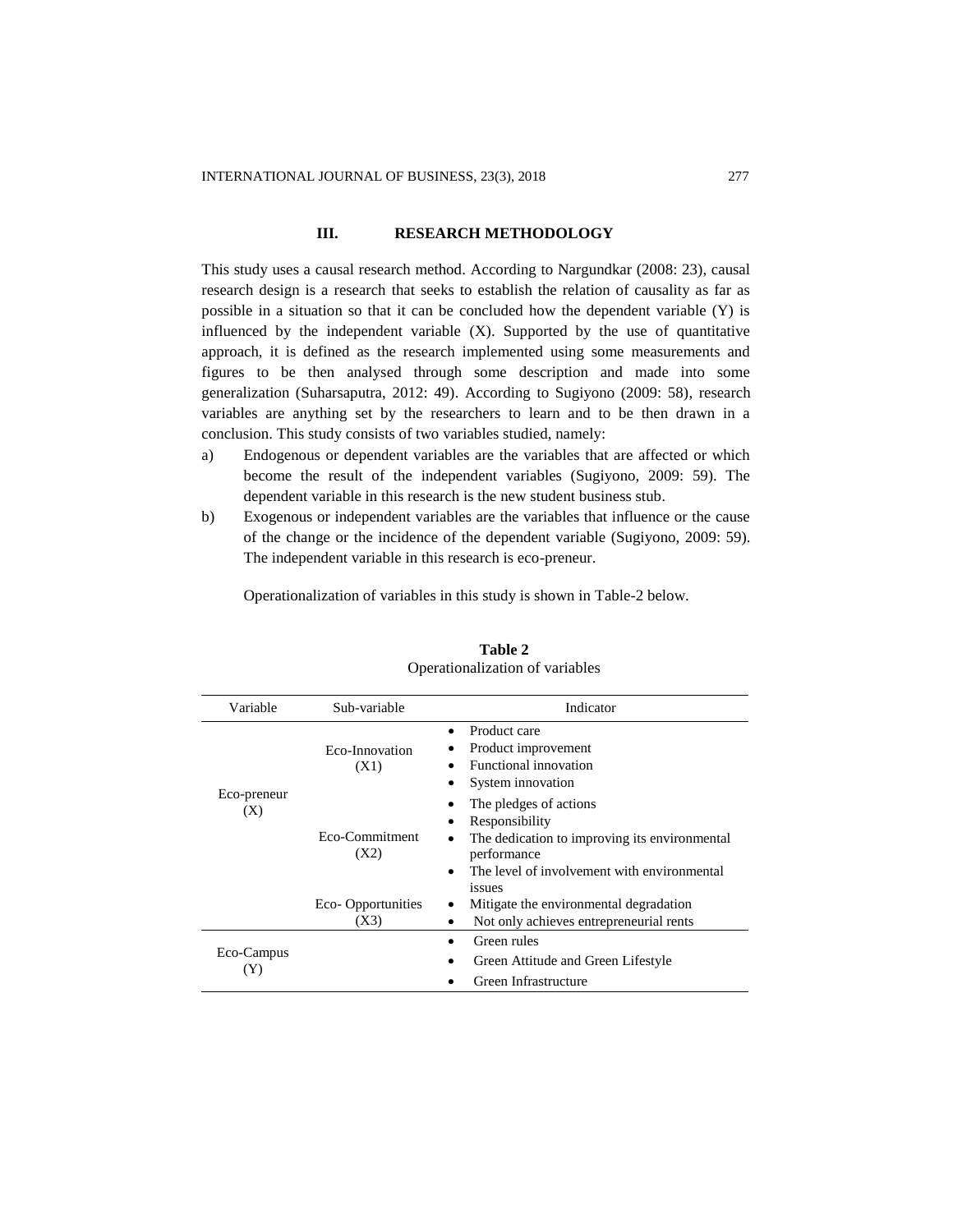## III. RESEARCH METHODOLOGY

This study uses a causal research method. According to Nargundkar (2008: 23), causal research design is a research that seeks to establish the relation of causality as far as possible in a situation so that it can be concluded how the dependent variable (Y) is influenced by the independent variable (X). Supported by the use of quantitative approach, it is defined as the research implemented using some measurements and figures to be then analysed through some description and made into some generalization (Suharsaputra, 2012: 49). According to Sugiyono (2009: 58), research variables are anything set by the researchers to learn and to be then drawn in a conclusion. This study consists of two variables studied, namely:

a) Endogenous or dependent variables are the variables that are affected or which become the result of the independent variables (Sugiyono, 2009: 59). The dependent variable in this research is the new student business stub.
b) Exogenous or independent variables are the variables that influence or the cause of the change or the incidence of the dependent variable (Sugiyono, 2009: 59). The independent variable in this research is eco-preneur.

Operationalization of variables in this study is shown in Table-2 below.

**Table 2**
Operationalization of variables

| Variable | Sub-variable | Indicator |
|---|---|---|
| Eco-preneur (X) | Eco-Innovation (X1) | • Product care<br>• Product improvement<br>• Functional innovation<br>• System innovation |
| | Eco-Commitment (X2) | • The pledges of actions<br>• Responsibility<br>• The dedication to improving its environmental performance<br>• The level of involvement with environmental issues |
| | Eco- Opportunities (X3) | • Mitigate the environmental degradation<br>• Not only achieves entrepreneurial rents |
| Eco-Campus (Y) | | • Green rules<br>• Green Attitude and Green Lifestyle<br>• Green Infrastructure |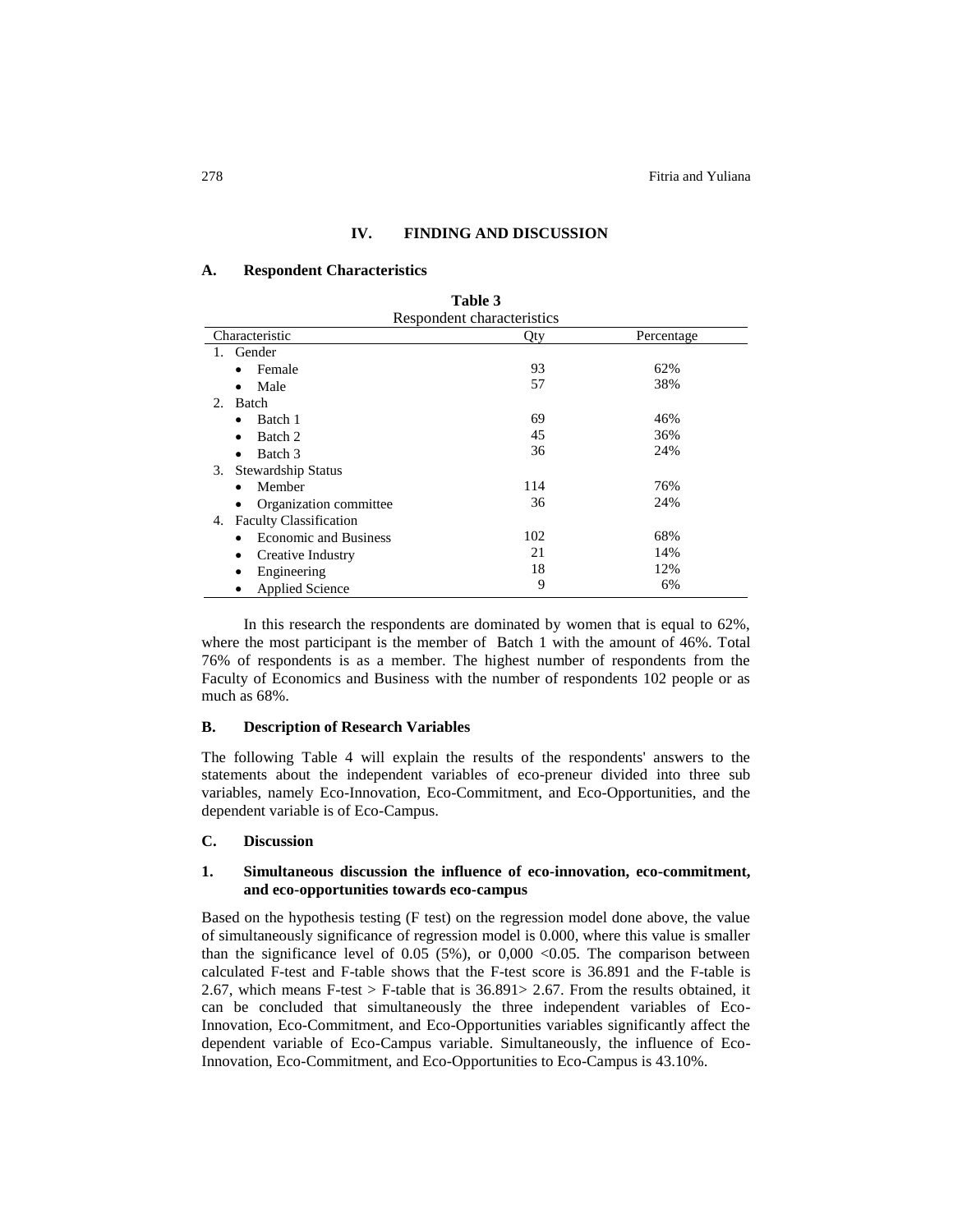## IV. FINDING AND DISCUSSION

### A. Respondent Characteristics

**Table 3**
Respondent characteristics

| Characteristic | Qty | Percentage |
|---|---|---|
| 1. Gender | | |
| • Female | 93 | 62% |
| • Male | 57 | 38% |
| 2. Batch | | |
| • Batch 1 | 69 | 46% |
| • Batch 2 | 45 | 36% |
| • Batch 3 | 36 | 24% |
| 3. Stewardship Status | | |
| • Member | 114 | 76% |
| • Organization committee | 36 | 24% |
| 4. Faculty Classification | | |
| • Economic and Business | 102 | 68% |
| • Creative Industry | 21 | 14% |
| • Engineering | 18 | 12% |
| • Applied Science | 9 | 6% |

In this research the respondents are dominated by women that is equal to 62%, where the most participant is the member of Batch 1 with the amount of 46%. Total 76% of respondents is as a member. The highest number of respondents from the Faculty of Economics and Business with the number of respondents 102 people or as much as 68%.

### B. Description of Research Variables

The following Table 4 will explain the results of the respondents' answers to the statements about the independent variables of eco-preneur divided into three sub variables, namely Eco-Innovation, Eco-Commitment, and Eco-Opportunities, and the dependent variable is of Eco-Campus.

### C. Discussion

#### 1. Simultaneous discussion the influence of eco-innovation, eco-commitment, and eco-opportunities towards eco-campus

Based on the hypothesis testing (F test) on the regression model done above, the value of simultaneously significance of regression model is 0.000, where this value is smaller than the significance level of 0.05 (5%), or 0,000 <0.05. The comparison between calculated F-test and F-table shows that the F-test score is 36.891 and the F-table is 2.67, which means F-test > F-table that is 36.891> 2.67. From the results obtained, it can be concluded that simultaneously the three independent variables of Eco-Innovation, Eco-Commitment, and Eco-Opportunities variables significantly affect the dependent variable of Eco-Campus variable. Simultaneously, the influence of Eco-Innovation, Eco-Commitment, and Eco-Opportunities to Eco-Campus is 43.10%.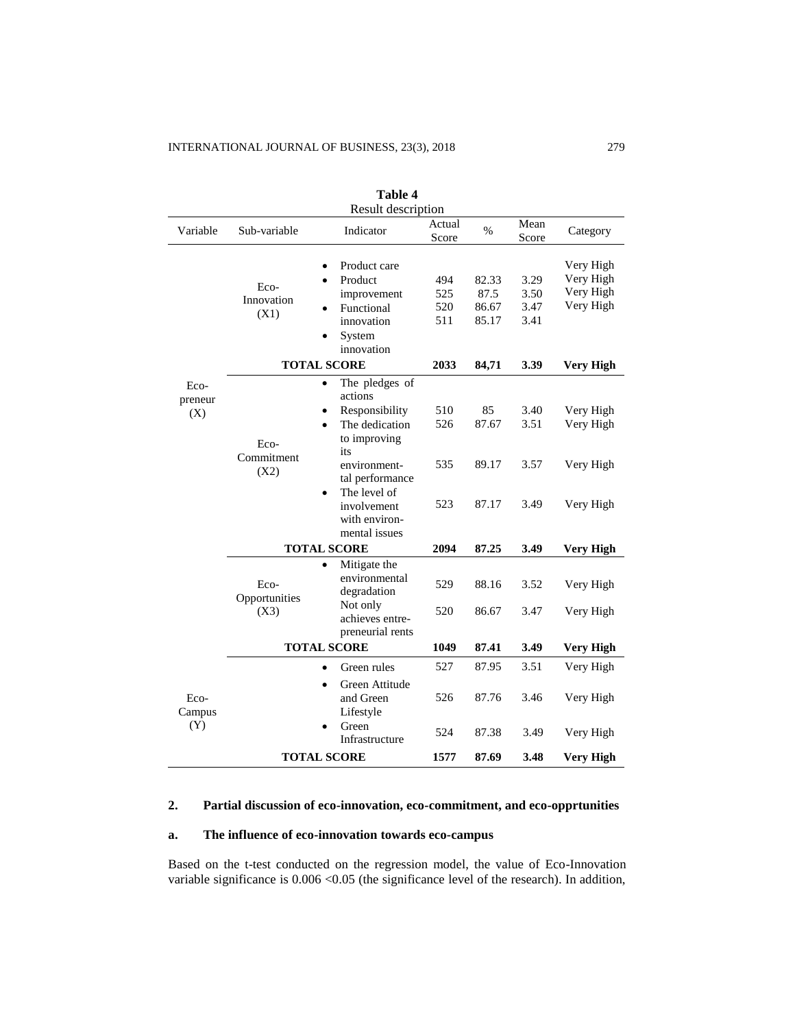**Table 4**
Result description

| Variable | Sub-variable | Indicator | Actual Score | % | Mean Score | Category |
|---|---|---|---|---|---|---|
| Eco-preneur (X) | Eco-Innovation (X1) | • Product care | 494 | 82.33 | 3.29 | Very High |
| | | • Product improvement | 525 | 87.5 | 3.50 | Very High |
| | | • Functional innovation | 520 | 86.67 | 3.47 | Very High |
| | | • System innovation | 511 | 85.17 | 3.41 | Very High |
| | **TOTAL SCORE** | | **2033** | **84,71** | **3.39** | **Very High** |
| | Eco-Commitment (X2) | • The pledges of actions | 510 | 85 | 3.40 | Very High |
| | | • Responsibility | 526 | 87.67 | 3.51 | Very High |
| | | • The dedication to improving its environmental performance | 535 | 89.17 | 3.57 | Very High |
| | | • The level of involvement with environmental issues | 523 | 87.17 | 3.49 | Very High |
| | **TOTAL SCORE** | | **2094** | **87.25** | **3.49** | **Very High** |
| | Eco-Opportunities (X3) | • Mitigate the environmental degradation | 529 | 88.16 | 3.52 | Very High |
| | | Not only achieves entrepreneurial rents | 520 | 86.67 | 3.47 | Very High |
| | **TOTAL SCORE** | | **1049** | **87.41** | **3.49** | **Very High** |
| Eco-Campus (Y) | | • Green rules | 527 | 87.95 | 3.51 | Very High |
| | | • Green Attitude and Green Lifestyle | 526 | 87.76 | 3.46 | Very High |
| | | • Green Infrastructure | 524 | 87.38 | 3.49 | Very High |
| | **TOTAL SCORE** | | **1577** | **87.69** | **3.48** | **Very High** |

## 2. Partial discussion of eco-innovation, eco-commitment, and eco-opprtunities

### a. The influence of eco-innovation towards eco-campus

Based on the t-test conducted on the regression model, the value of Eco-Innovation variable significance is 0.006 <0.05 (the significance level of the research). In addition,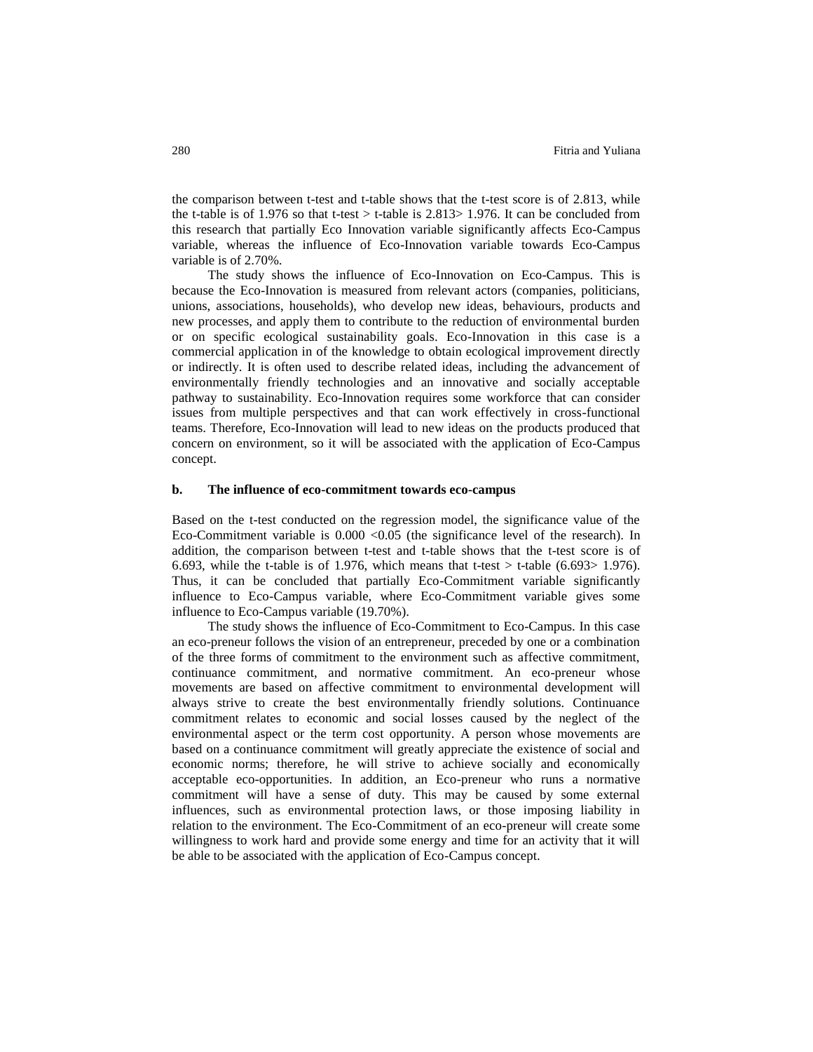the comparison between t-test and t-table shows that the t-test score is of 2.813, while the t-table is of 1.976 so that t-test > t-table is 2.813> 1.976. It can be concluded from this research that partially Eco Innovation variable significantly affects Eco-Campus variable, whereas the influence of Eco-Innovation variable towards Eco-Campus variable is of 2.70%.

The study shows the influence of Eco-Innovation on Eco-Campus. This is because the Eco-Innovation is measured from relevant actors (companies, politicians, unions, associations, households), who develop new ideas, behaviours, products and new processes, and apply them to contribute to the reduction of environmental burden or on specific ecological sustainability goals. Eco-Innovation in this case is a commercial application in of the knowledge to obtain ecological improvement directly or indirectly. It is often used to describe related ideas, including the advancement of environmentally friendly technologies and an innovative and socially acceptable pathway to sustainability. Eco-Innovation requires some workforce that can consider issues from multiple perspectives and that can work effectively in cross-functional teams. Therefore, Eco-Innovation will lead to new ideas on the products produced that concern on environment, so it will be associated with the application of Eco-Campus concept.

**b. The influence of eco-commitment towards eco-campus**

Based on the t-test conducted on the regression model, the significance value of the Eco-Commitment variable is 0.000 <0.05 (the significance level of the research). In addition, the comparison between t-test and t-table shows that the t-test score is of 6.693, while the t-table is of 1.976, which means that t-test > t-table (6.693> 1.976). Thus, it can be concluded that partially Eco-Commitment variable significantly influence to Eco-Campus variable, where Eco-Commitment variable gives some influence to Eco-Campus variable (19.70%).

The study shows the influence of Eco-Commitment to Eco-Campus. In this case an eco-preneur follows the vision of an entrepreneur, preceded by one or a combination of the three forms of commitment to the environment such as affective commitment, continuance commitment, and normative commitment. An eco-preneur whose movements are based on affective commitment to environmental development will always strive to create the best environmentally friendly solutions. Continuance commitment relates to economic and social losses caused by the neglect of the environmental aspect or the term cost opportunity. A person whose movements are based on a continuance commitment will greatly appreciate the existence of social and economic norms; therefore, he will strive to achieve socially and economically acceptable eco-opportunities. In addition, an Eco-preneur who runs a normative commitment will have a sense of duty. This may be caused by some external influences, such as environmental protection laws, or those imposing liability in relation to the environment. The Eco-Commitment of an eco-preneur will create some willingness to work hard and provide some energy and time for an activity that it will be able to be associated with the application of Eco-Campus concept.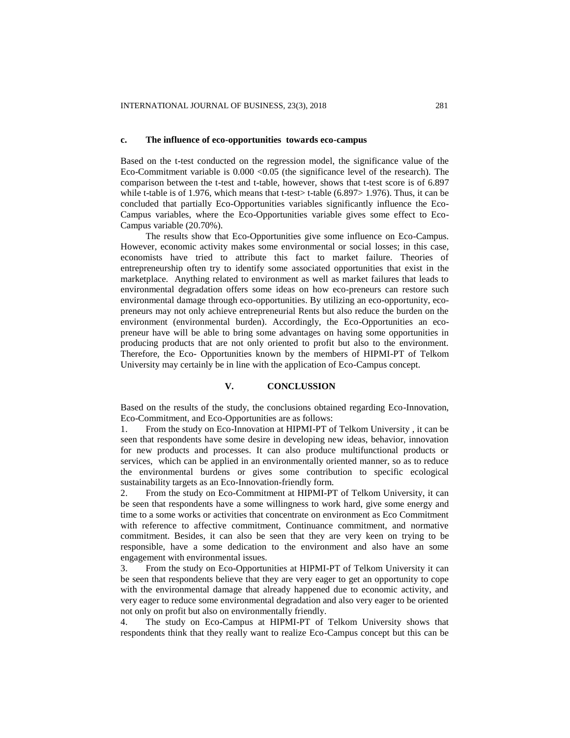**c. The influence of eco-opportunities towards eco-campus**

Based on the t-test conducted on the regression model, the significance value of the Eco-Commitment variable is 0.000 <0.05 (the significance level of the research). The comparison between the t-test and t-table, however, shows that t-test score is of 6.897 while t-table is of 1.976, which means that t-test> t-table (6.897> 1.976). Thus, it can be concluded that partially Eco-Opportunities variables significantly influence the Eco-Campus variables, where the Eco-Opportunities variable gives some effect to Eco-Campus variable (20.70%).

The results show that Eco-Opportunities give some influence on Eco-Campus. However, economic activity makes some environmental or social losses; in this case, economists have tried to attribute this fact to market failure. Theories of entrepreneurship often try to identify some associated opportunities that exist in the marketplace. Anything related to environment as well as market failures that leads to environmental degradation offers some ideas on how eco-preneurs can restore such environmental damage through eco-opportunities. By utilizing an eco-opportunity, eco-preneurs may not only achieve entrepreneurial Rents but also reduce the burden on the environment (environmental burden). Accordingly, the Eco-Opportunities an eco-preneur have will be able to bring some advantages on having some opportunities in producing products that are not only oriented to profit but also to the environment. Therefore, the Eco- Opportunities known by the members of HIPMI-PT of Telkom University may certainly be in line with the application of Eco-Campus concept.

## V. CONCLUSSION

Based on the results of the study, the conclusions obtained regarding Eco-Innovation, Eco-Commitment, and Eco-Opportunities are as follows:

1. From the study on Eco-Innovation at HIPMI-PT of Telkom University , it can be seen that respondents have some desire in developing new ideas, behavior, innovation for new products and processes. It can also produce multifunctional products or services, which can be applied in an environmentally oriented manner, so as to reduce the environmental burdens or gives some contribution to specific ecological sustainability targets as an Eco-Innovation-friendly form.
2. From the study on Eco-Commitment at HIPMI-PT of Telkom University, it can be seen that respondents have a some willingness to work hard, give some energy and time to a some works or activities that concentrate on environment as Eco Commitment with reference to affective commitment, Continuance commitment, and normative commitment. Besides, it can also be seen that they are very keen on trying to be responsible, have a some dedication to the environment and also have an some engagement with environmental issues.
3. From the study on Eco-Opportunities at HIPMI-PT of Telkom University it can be seen that respondents believe that they are very eager to get an opportunity to cope with the environmental damage that already happened due to economic activity, and very eager to reduce some environmental degradation and also very eager to be oriented not only on profit but also on environmentally friendly.
4. The study on Eco-Campus at HIPMI-PT of Telkom University shows that respondents think that they really want to realize Eco-Campus concept but this can be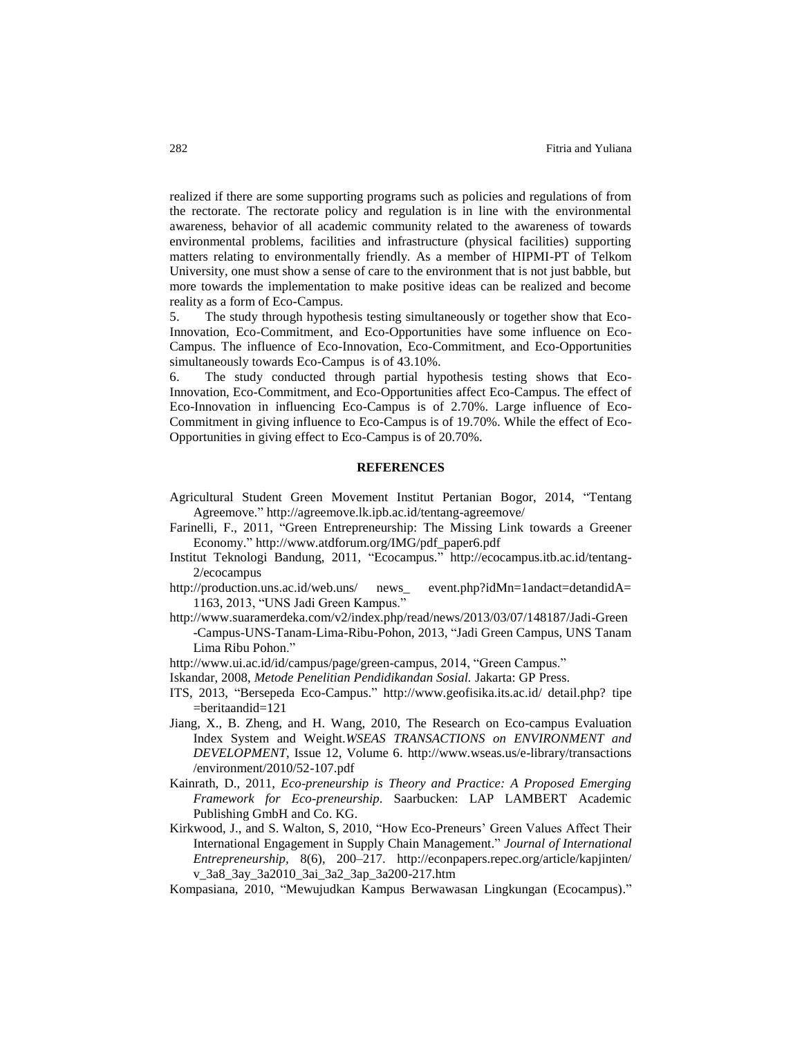realized if there are some supporting programs such as policies and regulations of from the rectorate. The rectorate policy and regulation is in line with the environmental awareness, behavior of all academic community related to the awareness of towards environmental problems, facilities and infrastructure (physical facilities) supporting matters relating to environmentally friendly. As a member of HIPMI-PT of Telkom University, one must show a sense of care to the environment that is not just babble, but more towards the implementation to make positive ideas can be realized and become reality as a form of Eco-Campus.

5. The study through hypothesis testing simultaneously or together show that Eco-Innovation, Eco-Commitment, and Eco-Opportunities have some influence on Eco-Campus. The influence of Eco-Innovation, Eco-Commitment, and Eco-Opportunities simultaneously towards Eco-Campus is of 43.10%.

6. The study conducted through partial hypothesis testing shows that Eco-Innovation, Eco-Commitment, and Eco-Opportunities affect Eco-Campus. The effect of Eco-Innovation in influencing Eco-Campus is of 2.70%. Large influence of Eco-Commitment in giving influence to Eco-Campus is of 19.70%. While the effect of Eco-Opportunities in giving effect to Eco-Campus is of 20.70%.

## REFERENCES

Agricultural Student Green Movement Institut Pertanian Bogor, 2014, "Tentang Agreemove." http://agreemove.lk.ipb.ac.id/tentang-agreemove/

Farinelli, F., 2011, "Green Entrepreneurship: The Missing Link towards a Greener Economy." http://www.atdforum.org/IMG/pdf_paper6.pdf

Institut Teknologi Bandung, 2011, "Ecocampus." http://ecocampus.itb.ac.id/tentang-2/ecocampus

http://production.uns.ac.id/web.uns/ news_ event.php?idMn=1andact=detandidA= 1163, 2013, "UNS Jadi Green Kampus."

http://www.suaramerdeka.com/v2/index.php/read/news/2013/03/07/148187/Jadi-Green -Campus-UNS-Tanam-Lima-Ribu-Pohon, 2013, "Jadi Green Campus, UNS Tanam Lima Ribu Pohon."

http://www.ui.ac.id/id/campus/page/green-campus, 2014, "Green Campus."

Iskandar, 2008, *Metode Penelitian Pendidikandan Sosial.* Jakarta: GP Press.

ITS, 2013, "Bersepeda Eco-Campus." http://www.geofisika.its.ac.id/ detail.php? tipe =beritaandid=121

Jiang, X., B. Zheng, and H. Wang, 2010, The Research on Eco-campus Evaluation Index System and Weight.*WSEAS TRANSACTIONS on ENVIRONMENT and DEVELOPMENT*, Issue 12, Volume 6. http://www.wseas.us/e-library/transactions /environment/2010/52-107.pdf

Kainrath, D., 2011, *Eco-preneurship is Theory and Practice: A Proposed Emerging Framework for Eco-preneurship*. Saarbucken: LAP LAMBERT Academic Publishing GmbH and Co. KG.

Kirkwood, J., and S. Walton, S, 2010, "How Eco-Preneurs' Green Values Affect Their International Engagement in Supply Chain Management." *Journal of International Entrepreneurship,* 8(6), 200–217. http://econpapers.repec.org/article/kapjinten/ v_3a8_3ay_3a2010_3ai_3a2_3ap_3a200-217.htm

Kompasiana, 2010, "Mewujudkan Kampus Berwawasan Lingkungan (Ecocampus)."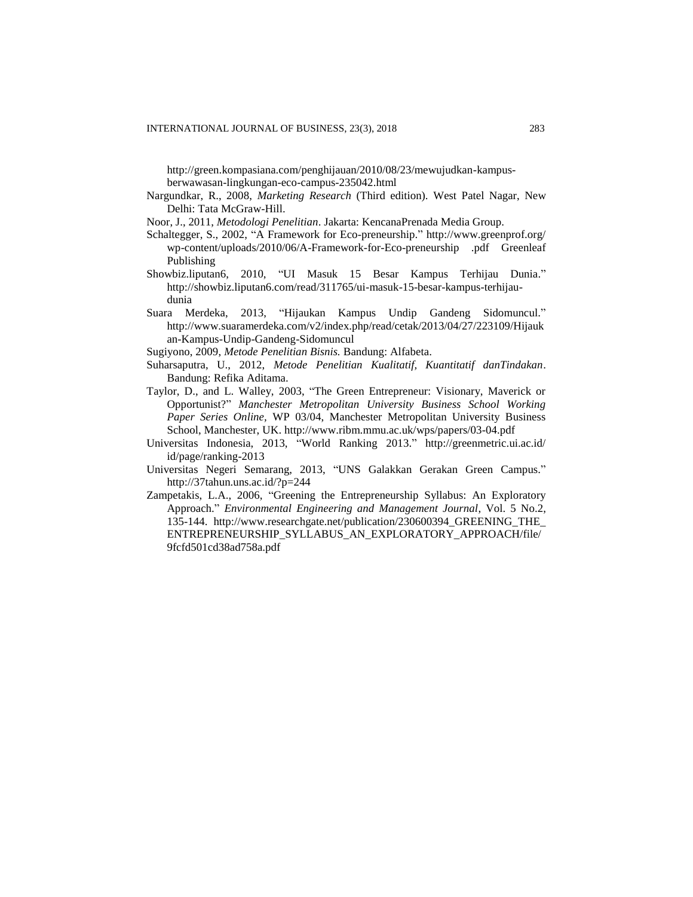http://green.kompasiana.com/penghijauan/2010/08/23/mewujudkan-kampus-berwawasan-lingkungan-eco-campus-235042.html

Nargundkar, R., 2008, *Marketing Research* (Third edition). West Patel Nagar, New Delhi: Tata McGraw-Hill.

Noor, J., 2011, *Metodologi Penelitian*. Jakarta: KencanaPrenada Media Group.

Schaltegger, S., 2002, "A Framework for Eco-preneurship." http://www.greenprof.org/wp-content/uploads/2010/06/A-Framework-for-Eco-preneurship .pdf Greenleaf Publishing

Showbiz.liputan6, 2010, "UI Masuk 15 Besar Kampus Terhijau Dunia." http://showbiz.liputan6.com/read/311765/ui-masuk-15-besar-kampus-terhijau-dunia

Suara Merdeka, 2013, "Hijaukan Kampus Undip Gandeng Sidomuncul." http://www.suaramerdeka.com/v2/index.php/read/cetak/2013/04/27/223109/Hijaukan-Kampus-Undip-Gandeng-Sidomuncul

Sugiyono, 2009, *Metode Penelitian Bisnis.* Bandung: Alfabeta.

Suharsaputra, U., 2012, *Metode Penelitian Kualitatif, Kuantitatif danTindakan*. Bandung: Refika Aditama.

Taylor, D., and L. Walley, 2003, "The Green Entrepreneur: Visionary, Maverick or Opportunist?" *Manchester Metropolitan University Business School Working Paper Series Online*, WP 03/04, Manchester Metropolitan University Business School, Manchester, UK. http://www.ribm.mmu.ac.uk/wps/papers/03-04.pdf

Universitas Indonesia, 2013, "World Ranking 2013." http://greenmetric.ui.ac.id/id/page/ranking-2013

Universitas Negeri Semarang, 2013, "UNS Galakkan Gerakan Green Campus." http://37tahun.uns.ac.id/?p=244

Zampetakis, L.A., 2006, "Greening the Entrepreneurship Syllabus: An Exploratory Approach." *Environmental Engineering and Management Journal*, Vol. 5 No.2, 135-144. http://www.researchgate.net/publication/230600394_GREENING_THE_ENTREPRENEURSHIP_SYLLABUS_AN_EXPLORATORY_APPROACH/file/9fcfd501cd38ad758a.pdf